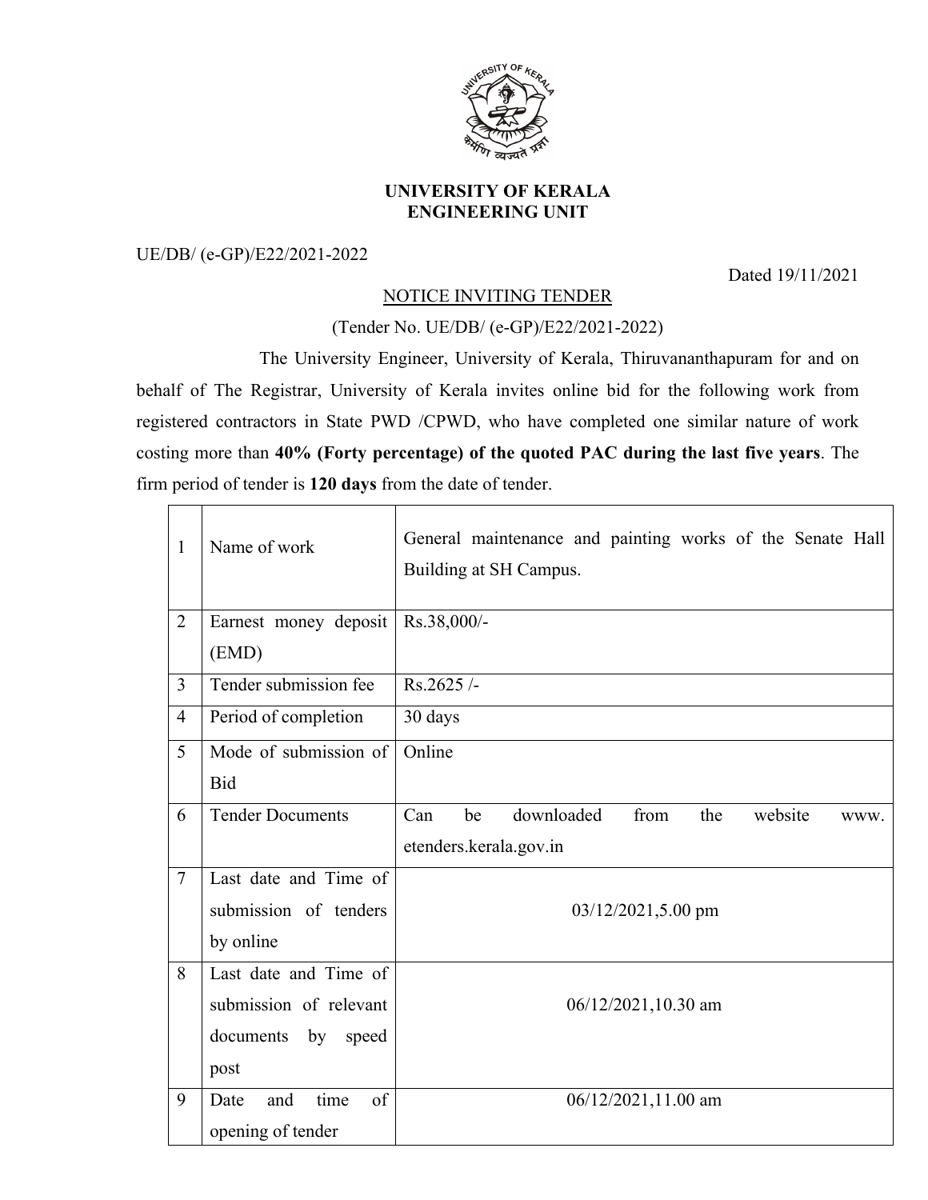# UNIVERSITY OF KERALA
## ENGINEERING UNIT

UE/DB/ (e-GP)/E22/2021-2022

Dated 19/11/2021

NOTICE INVITING TENDER

(Tender No. UE/DB/ (e-GP)/E22/2021-2022)

The University Engineer, University of Kerala, Thiruvananthapuram for and on behalf of The Registrar, University of Kerala invites online bid for the following work from registered contractors in State PWD /CPWD, who have completed one similar nature of work costing more than **40% (Forty percentage) of the quoted PAC during the last five years**. The firm period of tender is **120 days** from the date of tender.

| | | |
|---|---|---|
| 1 | Name of work | General maintenance and painting works of the Senate Hall Building at SH Campus. |
| 2 | Earnest money deposit (EMD) | Rs.38,000/- |
| 3 | Tender submission fee | Rs.2625 /- |
| 4 | Period of completion | 30 days |
| 5 | Mode of submission of Bid | Online |
| 6 | Tender Documents | Can be downloaded from the website www. etenders.kerala.gov.in |
| 7 | Last date and Time of submission of tenders by online | 03/12/2021,5.00 pm |
| 8 | Last date and Time of submission of relevant documents by speed post | 06/12/2021,10.30 am |
| 9 | Date and time of opening of tender | 06/12/2021,11.00 am |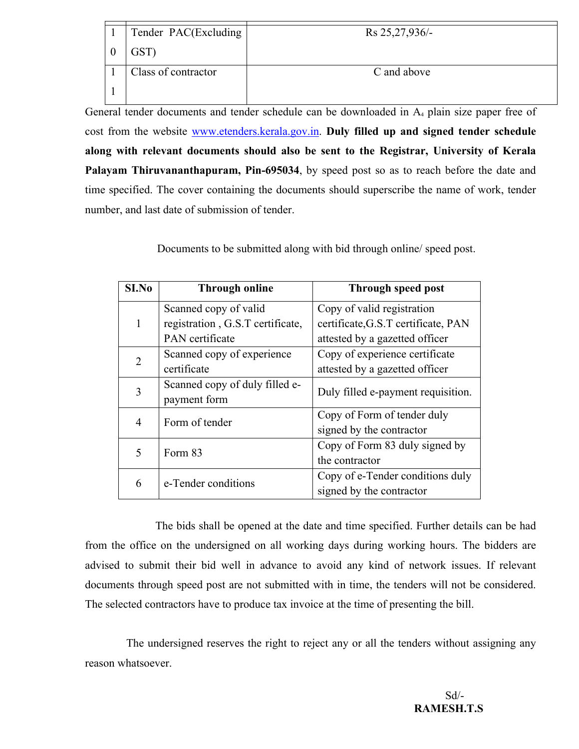| | | |
|---|---|---|
| 10 | Tender PAC(Excluding GST) | Rs 25,27,936/- |
| 11 | Class of contractor | C and above |

General tender documents and tender schedule can be downloaded in $A_4$ plain size paper free of cost from the website www.etenders.kerala.gov.in. **Duly filled up and signed tender schedule along with relevant documents should also be sent to the Registrar, University of Kerala Palayam Thiruvananthapuram, Pin-695034**, by speed post so as to reach before the date and time specified. The cover containing the documents should superscribe the name of work, tender number, and last date of submission of tender.

Documents to be submitted along with bid through online/ speed post.

| SI.No | Through online | Through speed post |
|---|---|---|
| 1 | Scanned copy of valid registration , G.S.T certificate, PAN certificate | Copy of valid registration certificate,G.S.T certificate, PAN attested by a gazetted officer |
| 2 | Scanned copy of experience certificate | Copy of experience certificate attested by a gazetted officer |
| 3 | Scanned copy of duly filled e-payment form | Duly filled e-payment requisition. |
| 4 | Form of tender | Copy of Form of tender duly signed by the contractor |
| 5 | Form 83 | Copy of Form 83 duly signed by the contractor |
| 6 | e-Tender conditions | Copy of e-Tender conditions duly signed by the contractor |

The bids shall be opened at the date and time specified. Further details can be had from the office on the undersigned on all working days during working hours. The bidders are advised to submit their bid well in advance to avoid any kind of network issues. If relevant documents through speed post are not submitted with in time, the tenders will not be considered. The selected contractors have to produce tax invoice at the time of presenting the bill.

The undersigned reserves the right to reject any or all the tenders without assigning any reason whatsoever.

Sd/-

**RAMESH.T.S**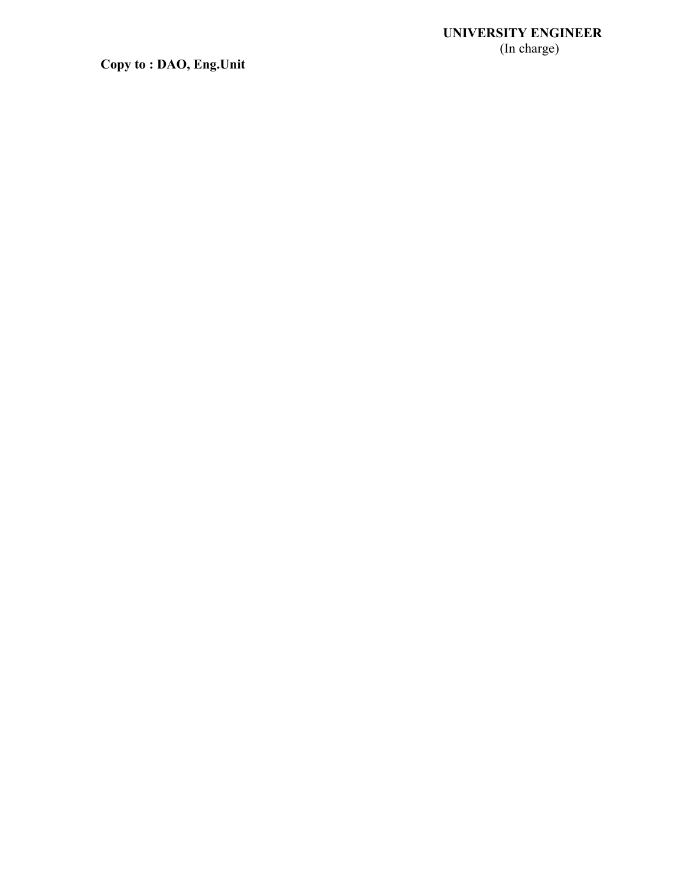**UNIVERSITY ENGINEER**
(In charge)

**Copy to : DAO, Eng.Unit**